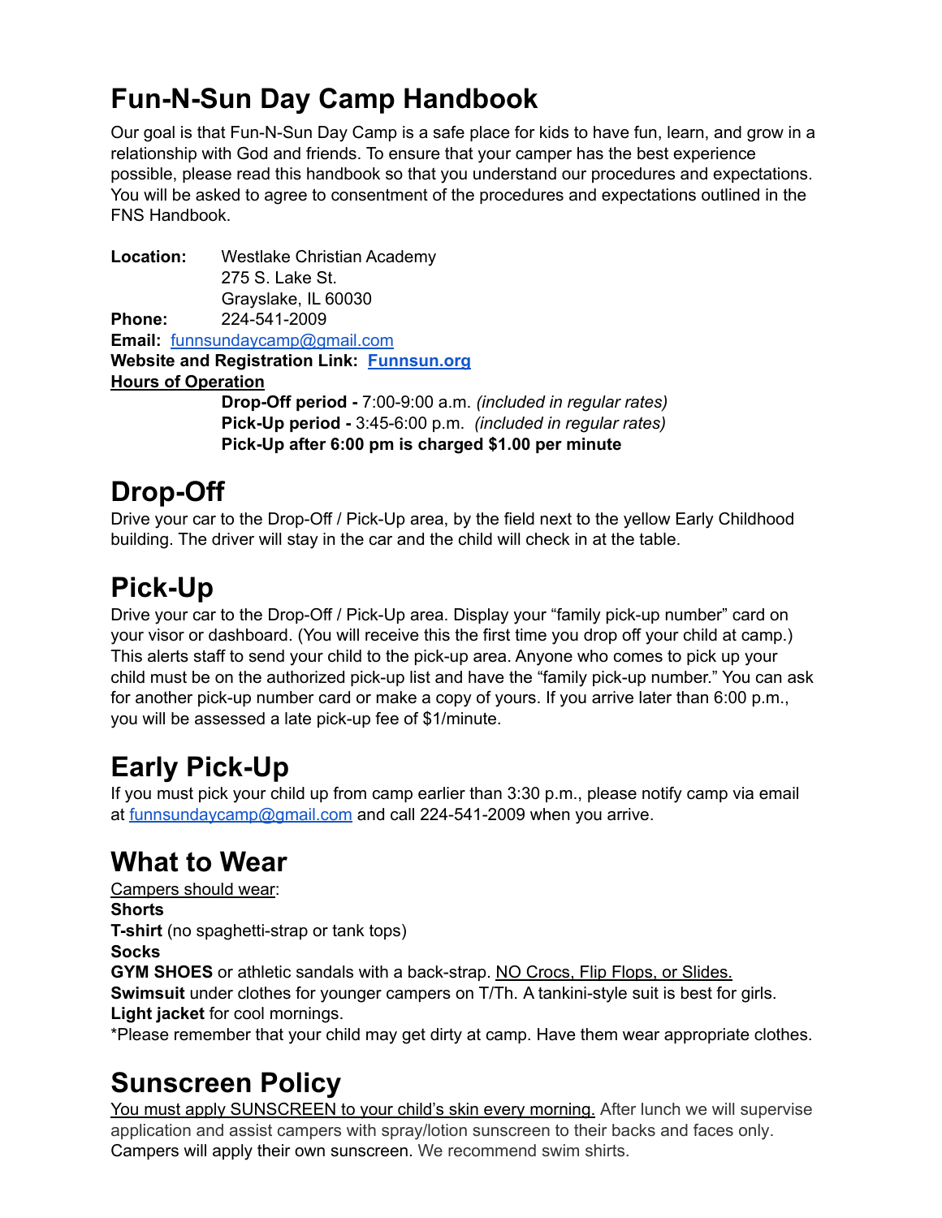# Fun-N-Sun Day Camp Handbook

Our goal is that Fun-N-Sun Day Camp is a safe place for kids to have fun, learn, and grow in a relationship with God and friends. To ensure that your camper has the best experience possible, please read this handbook so that you understand our procedures and expectations. You will be asked to agree to consentment of the procedures and expectations outlined in the FNS Handbook.

**Location:** Westlake Christian Academy
275 S. Lake St.
Grayslake, IL 60030
**Phone:** 224-541-2009
**Email:** funnsundaycamp@gmail.com
**Website and Registration Link:** **Funnsun.org**
**Hours of Operation**
**Drop-Off period -** 7:00-9:00 a.m. *(included in regular rates)*
**Pick-Up period -** 3:45-6:00 p.m. *(included in regular rates)*
**Pick-Up after 6:00 pm is charged $1.00 per minute**

# Drop-Off

Drive your car to the Drop-Off / Pick-Up area, by the field next to the yellow Early Childhood building. The driver will stay in the car and the child will check in at the table.

# Pick-Up

Drive your car to the Drop-Off / Pick-Up area. Display your "family pick-up number" card on your visor or dashboard. (You will receive this the first time you drop off your child at camp.) This alerts staff to send your child to the pick-up area. Anyone who comes to pick up your child must be on the authorized pick-up list and have the "family pick-up number." You can ask for another pick-up number card or make a copy of yours. If you arrive later than 6:00 p.m., you will be assessed a late pick-up fee of $1/minute.

# Early Pick-Up

If you must pick your child up from camp earlier than 3:30 p.m., please notify camp via email at funnsundaycamp@gmail.com and call 224-541-2009 when you arrive.

# What to Wear

Campers should wear:
**Shorts**
**T-shirt** (no spaghetti-strap or tank tops)
**Socks**
**GYM SHOES** or athletic sandals with a back-strap. NO Crocs, Flip Flops, or Slides.
**Swimsuit** under clothes for younger campers on T/Th. A tankini-style suit is best for girls.
**Light jacket** for cool mornings.
*Please remember that your child may get dirty at camp. Have them wear appropriate clothes.

# Sunscreen Policy

You must apply SUNSCREEN to your child's skin every morning. After lunch we will supervise application and assist campers with spray/lotion sunscreen to their backs and faces only. Campers will apply their own sunscreen. We recommend swim shirts.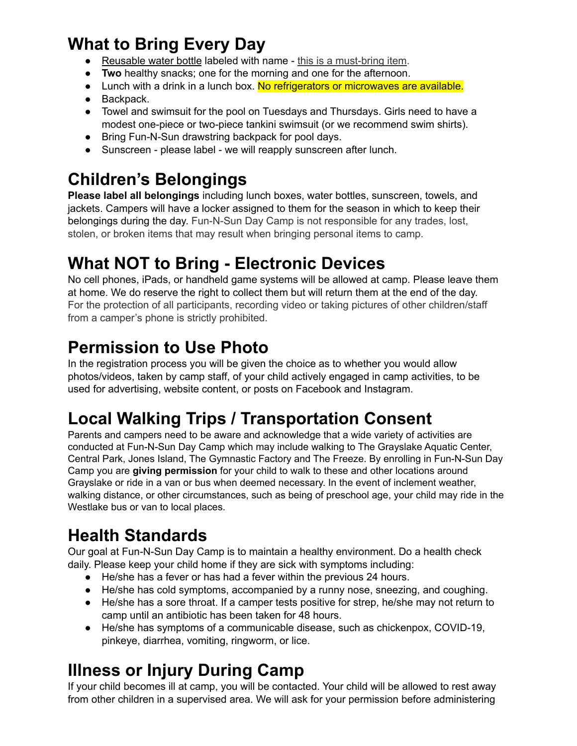## What to Bring Every Day

- Reusable water bottle labeled with name - this is a must-bring item.
- **Two** healthy snacks; one for the morning and one for the afternoon.
- Lunch with a drink in a lunch box. No refrigerators or microwaves are available.
- Backpack.
- Towel and swimsuit for the pool on Tuesdays and Thursdays. Girls need to have a modest one-piece or two-piece tankini swimsuit (or we recommend swim shirts).
- Bring Fun-N-Sun drawstring backpack for pool days.
- Sunscreen - please label - we will reapply sunscreen after lunch.

## Children's Belongings

**Please label all belongings** including lunch boxes, water bottles, sunscreen, towels, and jackets. Campers will have a locker assigned to them for the season in which to keep their belongings during the day. Fun-N-Sun Day Camp is not responsible for any trades, lost, stolen, or broken items that may result when bringing personal items to camp.

## What NOT to Bring - Electronic Devices

No cell phones, iPads, or handheld game systems will be allowed at camp. Please leave them at home. We do reserve the right to collect them but will return them at the end of the day. For the protection of all participants, recording video or taking pictures of other children/staff from a camper's phone is strictly prohibited.

## Permission to Use Photo

In the registration process you will be given the choice as to whether you would allow photos/videos, taken by camp staff, of your child actively engaged in camp activities, to be used for advertising, website content, or posts on Facebook and Instagram.

## Local Walking Trips / Transportation Consent

Parents and campers need to be aware and acknowledge that a wide variety of activities are conducted at Fun-N-Sun Day Camp which may include walking to The Grayslake Aquatic Center, Central Park, Jones Island, The Gymnastic Factory and The Freeze. By enrolling in Fun-N-Sun Day Camp you are **giving permission** for your child to walk to these and other locations around Grayslake or ride in a van or bus when deemed necessary. In the event of inclement weather, walking distance, or other circumstances, such as being of preschool age, your child may ride in the Westlake bus or van to local places.

## Health Standards

Our goal at Fun-N-Sun Day Camp is to maintain a healthy environment. Do a health check daily. Please keep your child home if they are sick with symptoms including:

- He/she has a fever or has had a fever within the previous 24 hours.
- He/she has cold symptoms, accompanied by a runny nose, sneezing, and coughing.
- He/she has a sore throat. If a camper tests positive for strep, he/she may not return to camp until an antibiotic has been taken for 48 hours.
- He/she has symptoms of a communicable disease, such as chickenpox, COVID-19, pinkeye, diarrhea, vomiting, ringworm, or lice.

## Illness or Injury During Camp

If your child becomes ill at camp, you will be contacted. Your child will be allowed to rest away from other children in a supervised area. We will ask for your permission before administering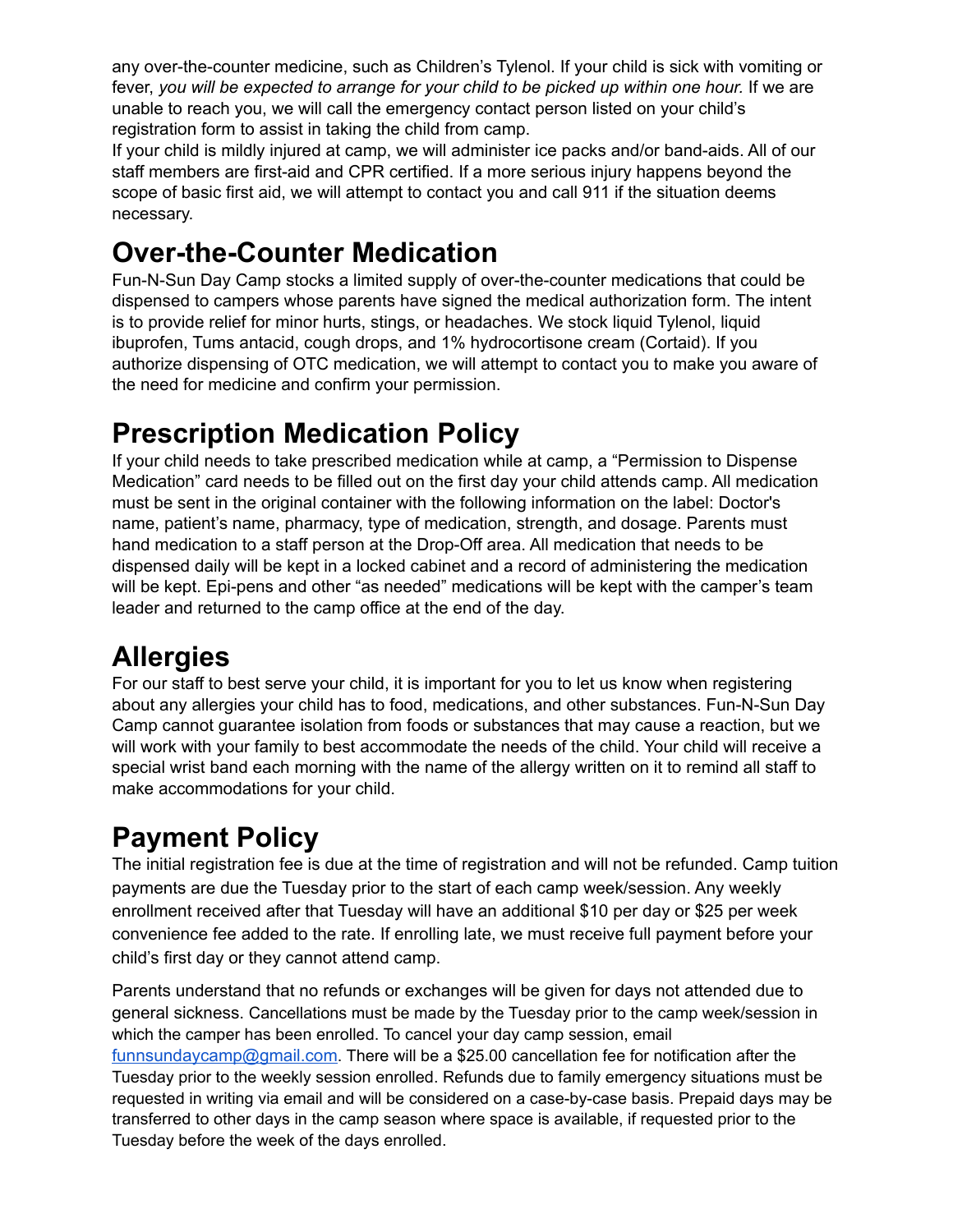any over-the-counter medicine, such as Children's Tylenol. If your child is sick with vomiting or fever, *you will be expected to arrange for your child to be picked up within one hour.* If we are unable to reach you, we will call the emergency contact person listed on your child's registration form to assist in taking the child from camp.
If your child is mildly injured at camp, we will administer ice packs and/or band-aids. All of our staff members are first-aid and CPR certified. If a more serious injury happens beyond the scope of basic first aid, we will attempt to contact you and call 911 if the situation deems necessary.

# Over-the-Counter Medication

Fun-N-Sun Day Camp stocks a limited supply of over-the-counter medications that could be dispensed to campers whose parents have signed the medical authorization form. The intent is to provide relief for minor hurts, stings, or headaches. We stock liquid Tylenol, liquid ibuprofen, Tums antacid, cough drops, and 1% hydrocortisone cream (Cortaid). If you authorize dispensing of OTC medication, we will attempt to contact you to make you aware of the need for medicine and confirm your permission.

# Prescription Medication Policy

If your child needs to take prescribed medication while at camp, a "Permission to Dispense Medication" card needs to be filled out on the first day your child attends camp. All medication must be sent in the original container with the following information on the label: Doctor's name, patient's name, pharmacy, type of medication, strength, and dosage. Parents must hand medication to a staff person at the Drop-Off area. All medication that needs to be dispensed daily will be kept in a locked cabinet and a record of administering the medication will be kept. Epi-pens and other "as needed" medications will be kept with the camper's team leader and returned to the camp office at the end of the day.

# Allergies

For our staff to best serve your child, it is important for you to let us know when registering about any allergies your child has to food, medications, and other substances. Fun-N-Sun Day Camp cannot guarantee isolation from foods or substances that may cause a reaction, but we will work with your family to best accommodate the needs of the child. Your child will receive a special wrist band each morning with the name of the allergy written on it to remind all staff to make accommodations for your child.

# Payment Policy

The initial registration fee is due at the time of registration and will not be refunded. Camp tuition payments are due the Tuesday prior to the start of each camp week/session. Any weekly enrollment received after that Tuesday will have an additional $10 per day or $25 per week convenience fee added to the rate. If enrolling late, we must receive full payment before your child's first day or they cannot attend camp.

Parents understand that no refunds or exchanges will be given for days not attended due to general sickness. Cancellations must be made by the Tuesday prior to the camp week/session in which the camper has been enrolled. To cancel your day camp session, email [funnsundaycamp@gmail.com](mailto:funnsundaycamp@gmail.com). There will be a $25.00 cancellation fee for notification after the Tuesday prior to the weekly session enrolled. Refunds due to family emergency situations must be requested in writing via email and will be considered on a case-by-case basis. Prepaid days may be transferred to other days in the camp season where space is available, if requested prior to the Tuesday before the week of the days enrolled.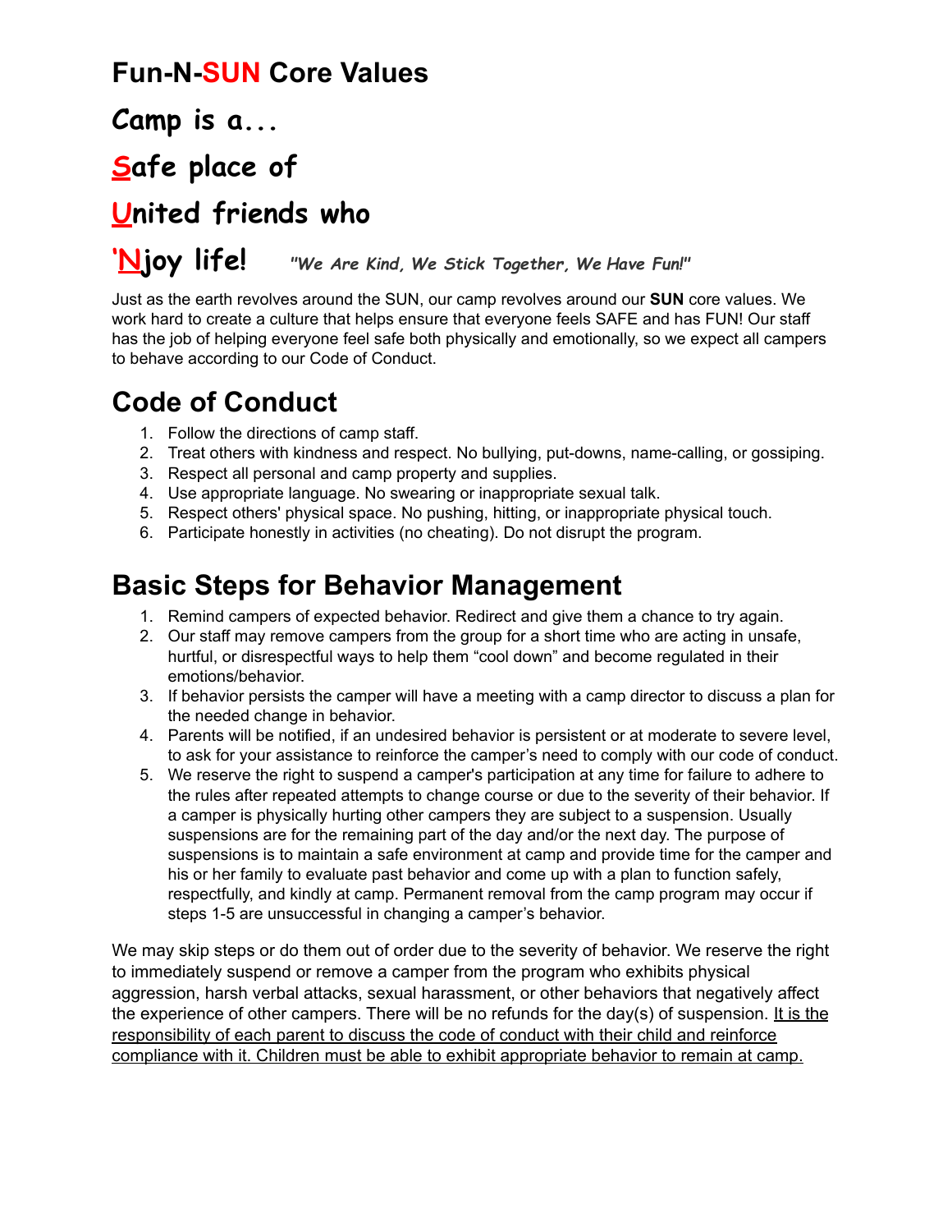# Fun-N-SUN Core Values

## Camp is a...

## Safe place of

## United friends who

## 'Njoy life! *"We Are Kind, We Stick Together, We Have Fun!"*

Just as the earth revolves around the SUN, our camp revolves around our **SUN** core values. We work hard to create a culture that helps ensure that everyone feels SAFE and has FUN! Our staff has the job of helping everyone feel safe both physically and emotionally, so we expect all campers to behave according to our Code of Conduct.

# Code of Conduct

1. Follow the directions of camp staff.
2. Treat others with kindness and respect. No bullying, put-downs, name-calling, or gossiping.
3. Respect all personal and camp property and supplies.
4. Use appropriate language. No swearing or inappropriate sexual talk.
5. Respect others' physical space. No pushing, hitting, or inappropriate physical touch.
6. Participate honestly in activities (no cheating). Do not disrupt the program.

# Basic Steps for Behavior Management

1. Remind campers of expected behavior. Redirect and give them a chance to try again.
2. Our staff may remove campers from the group for a short time who are acting in unsafe, hurtful, or disrespectful ways to help them "cool down" and become regulated in their emotions/behavior.
3. If behavior persists the camper will have a meeting with a camp director to discuss a plan for the needed change in behavior.
4. Parents will be notified, if an undesired behavior is persistent or at moderate to severe level, to ask for your assistance to reinforce the camper's need to comply with our code of conduct.
5. We reserve the right to suspend a camper's participation at any time for failure to adhere to the rules after repeated attempts to change course or due to the severity of their behavior. If a camper is physically hurting other campers they are subject to a suspension. Usually suspensions are for the remaining part of the day and/or the next day. The purpose of suspensions is to maintain a safe environment at camp and provide time for the camper and his or her family to evaluate past behavior and come up with a plan to function safely, respectfully, and kindly at camp. Permanent removal from the camp program may occur if steps 1-5 are unsuccessful in changing a camper's behavior.

We may skip steps or do them out of order due to the severity of behavior. We reserve the right to immediately suspend or remove a camper from the program who exhibits physical aggression, harsh verbal attacks, sexual harassment, or other behaviors that negatively affect the experience of other campers. There will be no refunds for the day(s) of suspension. <u>It is the responsibility of each parent to discuss the code of conduct with their child and reinforce compliance with it. Children must be able to exhibit appropriate behavior to remain at camp.</u>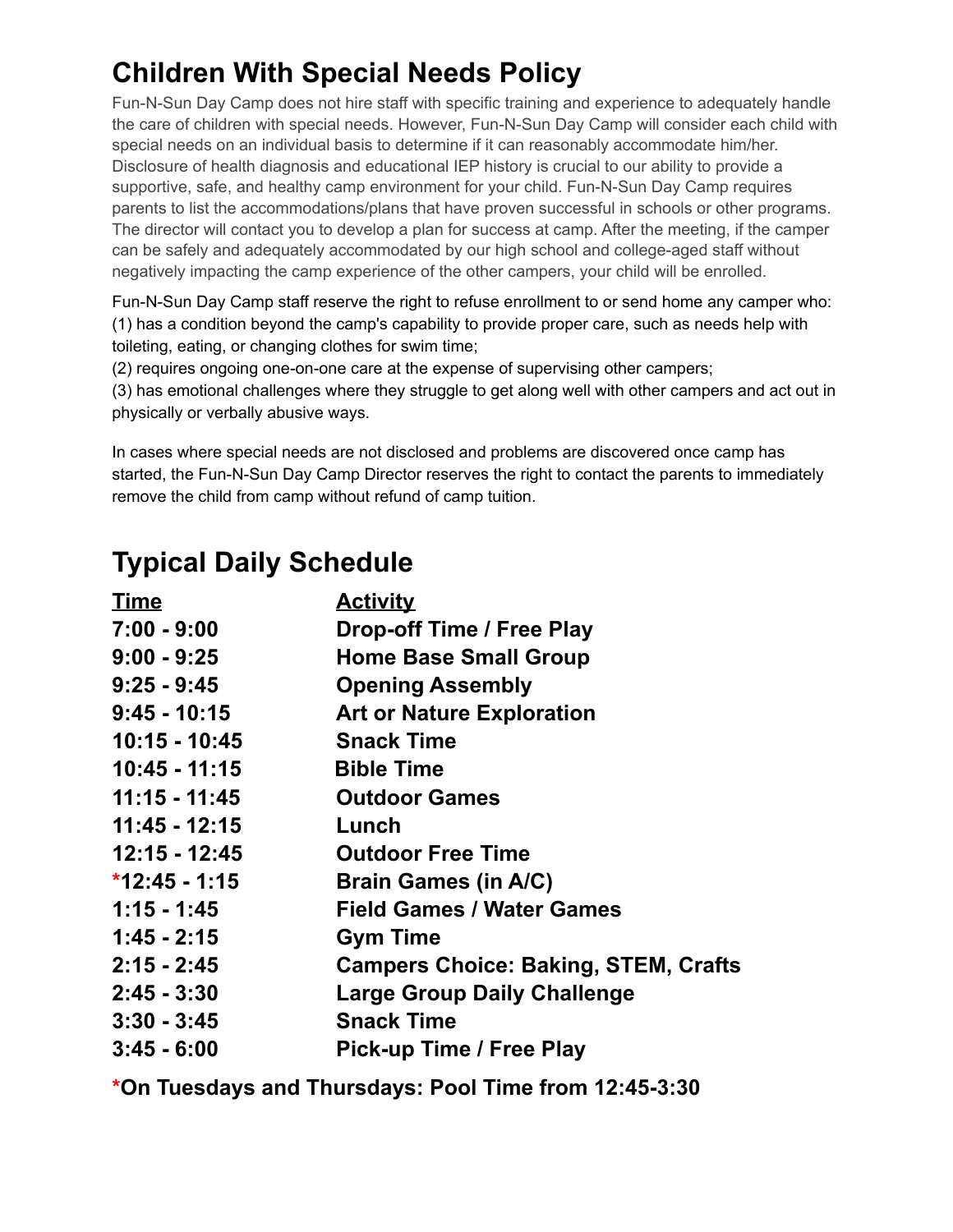## Children With Special Needs Policy

Fun-N-Sun Day Camp does not hire staff with specific training and experience to adequately handle the care of children with special needs. However, Fun-N-Sun Day Camp will consider each child with special needs on an individual basis to determine if it can reasonably accommodate him/her. Disclosure of health diagnosis and educational IEP history is crucial to our ability to provide a supportive, safe, and healthy camp environment for your child. Fun-N-Sun Day Camp requires parents to list the accommodations/plans that have proven successful in schools or other programs. The director will contact you to develop a plan for success at camp. After the meeting, if the camper can be safely and adequately accommodated by our high school and college-aged staff without negatively impacting the camp experience of the other campers, your child will be enrolled.

Fun-N-Sun Day Camp staff reserve the right to refuse enrollment to or send home any camper who:
(1) has a condition beyond the camp's capability to provide proper care, such as needs help with toileting, eating, or changing clothes for swim time;
(2) requires ongoing one-on-one care at the expense of supervising other campers;
(3) has emotional challenges where they struggle to get along well with other campers and act out in physically or verbally abusive ways.

In cases where special needs are not disclosed and problems are discovered once camp has started, the Fun-N-Sun Day Camp Director reserves the right to contact the parents to immediately remove the child from camp without refund of camp tuition.

## Typical Daily Schedule

| Time | Activity |
|---|---|
| **7:00 - 9:00** | **Drop-off Time / Free Play** |
| **9:00 - 9:25** | **Home Base Small Group** |
| **9:25 - 9:45** | **Opening Assembly** |
| **9:45 - 10:15** | **Art or Nature Exploration** |
| **10:15 - 10:45** | **Snack Time** |
| **10:45 - 11:15** | **Bible Time** |
| **11:15 - 11:45** | **Outdoor Games** |
| **11:45 - 12:15** | **Lunch** |
| **12:15 - 12:45** | **Outdoor Free Time** |
| ***12:45 - 1:15** | **Brain Games (in A/C)** |
| **1:15 - 1:45** | **Field Games / Water Games** |
| **1:45 - 2:15** | **Gym Time** |
| **2:15 - 2:45** | **Campers Choice: Baking, STEM, Crafts** |
| **2:45 - 3:30** | **Large Group Daily Challenge** |
| **3:30 - 3:45** | **Snack Time** |
| **3:45 - 6:00** | **Pick-up Time / Free Play** |

**\*On Tuesdays and Thursdays: Pool Time from 12:45-3:30**